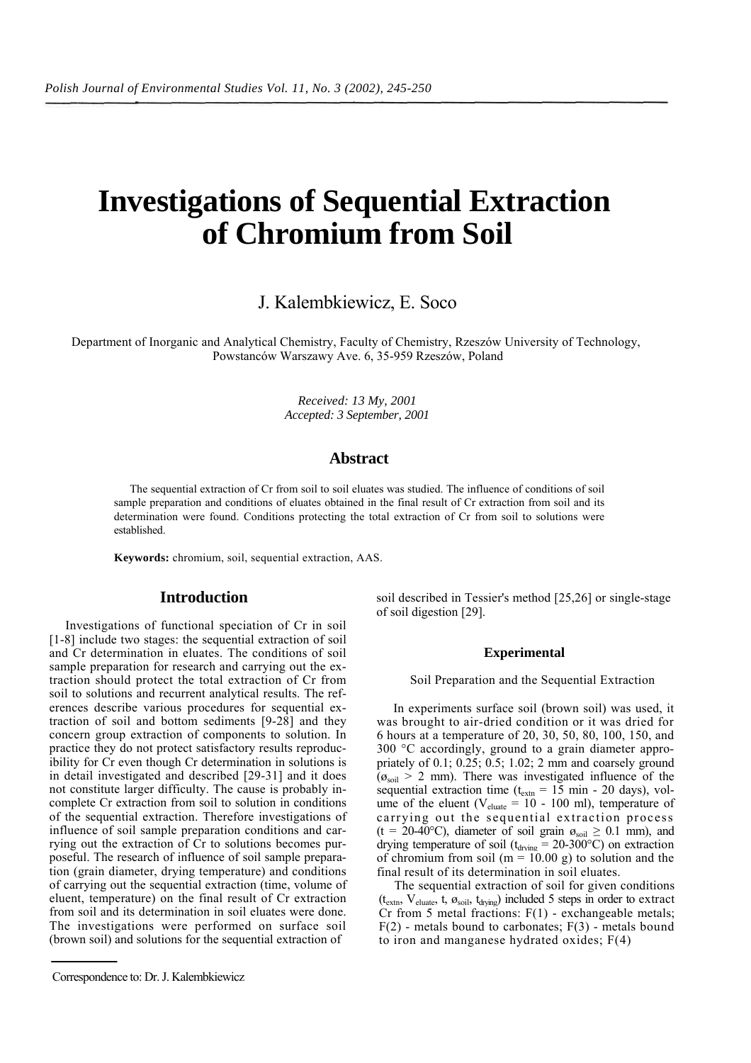// Investigations of Sequential Extraction of Chromium from Soil

# Investigations of Sequential Extraction of Chromium from Soil

J. Kalembkiewicz, E. Soco

Department of Inorganic and Analytical Chemistry, Faculty of Chemistry, Rzeszów University of Technology, Powstanców Warszawy Ave. 6, 35-959 Rzeszów, Poland

*Received: 13 My, 2001*
*Accepted: 3 September, 2001*

## Abstract

The sequential extraction of Cr from soil to soil eluates was studied. The influence of conditions of soil sample preparation and conditions of eluates obtained in the final result of Cr extraction from soil and its determination were found. Conditions protecting the total extraction of Cr from soil to solutions were established.

**Keywords:** chromium, soil, sequential extraction, AAS.

## Introduction

Investigations of functional speciation of Cr in soil [1-8] include two stages: the sequential extraction of soil and Cr determination in eluates. The conditions of soil sample preparation for research and carrying out the extraction should protect the total extraction of Cr from soil to solutions and recurrent analytical results. The references describe various procedures for sequential extraction of soil and bottom sediments [9-28] and they concern group extraction of components to solution. In practice they do not protect satisfactory results reproducibility for Cr even though Cr determination in solutions is in detail investigated and described [29-31] and it does not constitute larger difficulty. The cause is probably incomplete Cr extraction from soil to solution in conditions of the sequential extraction. Therefore investigations of influence of soil sample preparation conditions and carrying out the extraction of Cr to solutions becomes purposeful. The research of influence of soil sample preparation (grain diameter, drying temperature) and conditions of carrying out the sequential extraction (time, volume of eluent, temperature) on the final result of Cr extraction from soil and its determination in soil eluates were done. The investigations were performed on surface soil (brown soil) and solutions for the sequential extraction of soil described in Tessier's method [25,26] or single-stage of soil digestion [29].

## Experimental

### Soil Preparation and the Sequential Extraction

In experiments surface soil (brown soil) was used, it was brought to air-dried condition or it was dried for 6 hours at a temperature of 20, 30, 50, 80, 100, 150, and 300 °C accordingly, ground to a grain diameter appropriately of 0.1; 0.25; 0.5; 1.02; 2 mm and coarsely ground ($ø_{soil}$ > 2 mm). There was investigated influence of the sequential extraction time ($t_{extn}$ = 15 min - 20 days), volume of the eluent ($V_{eluate}$ = 10 - 100 ml), temperature of carrying out the sequential extraction process (t = 20-40°C), diameter of soil grain $ø_{soil} \geq 0.1$ mm), and drying temperature of soil ($t_{drying}$ = 20-300°C) on extraction of chromium from soil (m = 10.00 g) to solution and the final result of its determination in soil eluates.

The sequential extraction of soil for given conditions ($t_{extn}$, $V_{eluate}$, t, $ø_{soil}$, $t_{drying}$) included 5 steps in order to extract Cr from 5 metal fractions: F(1) - exchangeable metals; F(2) - metals bound to carbonates; F(3) - metals bound to iron and manganese hydrated oxides; F(4)

Correspondence to: Dr. J. Kalembkiewicz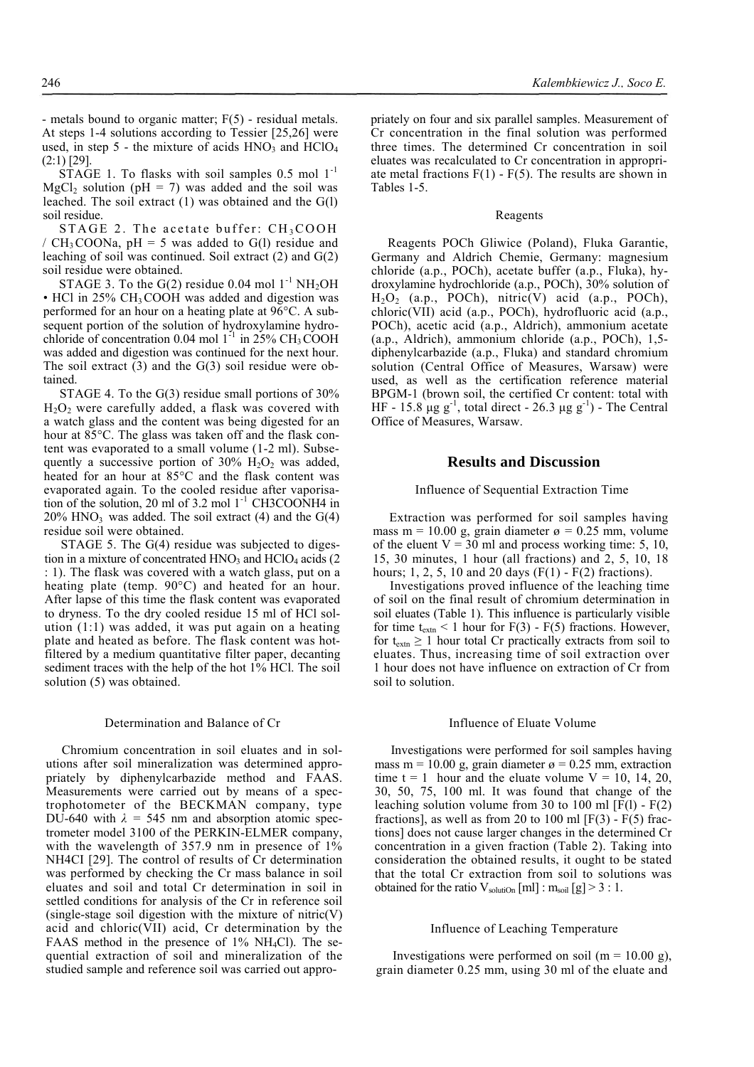- metals bound to organic matter; F(5) - residual metals. At steps 1-4 solutions according to Tessier [25,26] were used, in step 5 - the mixture of acids $HNO_3$ and $HClO_4$ (2:1) [29].

STAGE 1. To flasks with soil samples 0.5 mol $l^{-1}$ $MgCl_2$ solution (pH = 7) was added and the soil was leached. The soil extract (1) was obtained and the G(l) soil residue.

STAGE 2. The acetate buffer: $CH_3COOH$ / $CH_3COONa$, pH = 5 was added to G(l) residue and leaching of soil was continued. Soil extract (2) and G(2) soil residue were obtained.

STAGE 3. To the G(2) residue 0.04 mol $l^{-1}$ $NH_2OH \cdot HCl$ in 25% $CH_3COOH$ was added and digestion was performed for an hour on a heating plate at 96°C. A subsequent portion of the solution of hydroxylamine hydrochloride of concentration 0.04 mol $l^{-1}$ in 25% $CH_3COOH$ was added and digestion was continued for the next hour. The soil extract (3) and the G(3) soil residue were obtained.

STAGE 4. To the G(3) residue small portions of 30% $H_2O_2$ were carefully added, a flask was covered with a watch glass and the content was being digested for an hour at 85°C. The glass was taken off and the flask content was evaporated to a small volume (1-2 ml). Subsequently a successive portion of 30% $H_2O_2$ was added, heated for an hour at 85°C and the flask content was evaporated again. To the cooled residue after vaporisation of the solution, 20 ml of 3.2 mol $l^{-1}$ CH3COONH4 in 20% $HNO_3$ was added. The soil extract (4) and the G(4) residue soil were obtained.

STAGE 5. The G(4) residue was subjected to digestion in a mixture of concentrated $HNO_3$ and $HClO_4$ acids (2 : 1). The flask was covered with a watch glass, put on a heating plate (temp. 90°C) and heated for an hour. After lapse of this time the flask content was evaporated to dryness. To the dry cooled residue 15 ml of HCl solution (1:1) was added, it was put again on a heating plate and heated as before. The flask content was hot-filtered by a medium quantitative filter paper, decanting sediment traces with the help of the hot 1% HCl. The soil solution (5) was obtained.

### Determination and Balance of Cr

Chromium concentration in soil eluates and in solutions after soil mineralization was determined appropriately by diphenylcarbazide method and FAAS. Measurements were carried out by means of a spectrophotometer of the BECKMAN company, type DU-640 with $\lambda$ = 545 nm and absorption atomic spectrometer model 3100 of the PERKIN-ELMER company, with the wavelength of 357.9 nm in presence of 1% NH4CI [29]. The control of results of Cr determination was performed by checking the Cr mass balance in soil eluates and soil and total Cr determination in soil in settled conditions for analysis of the Cr in reference soil (single-stage soil digestion with the mixture of nitric(V) acid and chloric(VII) acid, Cr determination by the FAAS method in the presence of 1% $NH_4Cl$). The sequential extraction of soil and mineralization of the studied sample and reference soil was carried out appropriately on four and six parallel samples. Measurement of Cr concentration in the final solution was performed three times. The determined Cr concentration in soil eluates was recalculated to Cr concentration in appropriate metal fractions F(1) - F(5). The results are shown in Tables 1-5.

### Reagents

Reagents POCh Gliwice (Poland), Fluka Garantie, Germany and Aldrich Chemie, Germany: magnesium chloride (a.p., POCh), acetate buffer (a.p., Fluka), hydroxylamine hydrochloride (a.p., POCh), 30% solution of $H_2O_2$ (a.p., POCh), nitric(V) acid (a.p., POCh), chloric(VII) acid (a.p., POCh), hydrofluoric acid (a.p., POCh), acetic acid (a.p., Aldrich), ammonium acetate (a.p., Aldrich), ammonium chloride (a.p., POCh), 1,5-diphenylcarbazide (a.p., Fluka) and standard chromium solution (Central Office of Measures, Warsaw) were used, as well as the certification reference material BPGM-1 (brown soil, the certified Cr content: total with HF - 15.8 μg $g^{-1}$, total direct - 26.3 μg $g^{-1}$) - The Central Office of Measures, Warsaw.

## Results and Discussion

### Influence of Sequential Extraction Time

Extraction was performed for soil samples having mass m = 10.00 g, grain diameter ø = 0.25 mm, volume of the eluent V = 30 ml and process working time: 5, 10, 15, 30 minutes, 1 hour (all fractions) and 2, 5, 10, 18 hours; 1, 2, 5, 10 and 20 days (F(1) - F(2) fractions).

Investigations proved influence of the leaching time of soil on the final result of chromium determination in soil eluates (Table 1). This influence is particularly visible for time $t_{extn}$ < 1 hour for F(3) - F(5) fractions. However, for $t_{extn} \geq 1$ hour total Cr practically extracts from soil to eluates. Thus, increasing time of soil extraction over 1 hour does not have influence on extraction of Cr from soil to solution.

### Influence of Eluate Volume

Investigations were performed for soil samples having mass m = 10.00 g, grain diameter ø = 0.25 mm, extraction time t = 1 hour and the eluate volume V = 10, 14, 20, 30, 50, 75, 100 ml. It was found that change of the leaching solution volume from 30 to 100 ml [F(l) - F(2) fractions], as well as from 20 to 100 ml [F(3) - F(5) fractions] does not cause larger changes in the determined Cr concentration in a given fraction (Table 2). Taking into consideration the obtained results, it ought to be stated that the total Cr extraction from soil to solutions was obtained for the ratio $V_{solution}$ [ml] : $m_{soil}$ [g] > 3 : 1.

### Influence of Leaching Temperature

Investigations were performed on soil (m = 10.00 g), grain diameter 0.25 mm, using 30 ml of the eluate and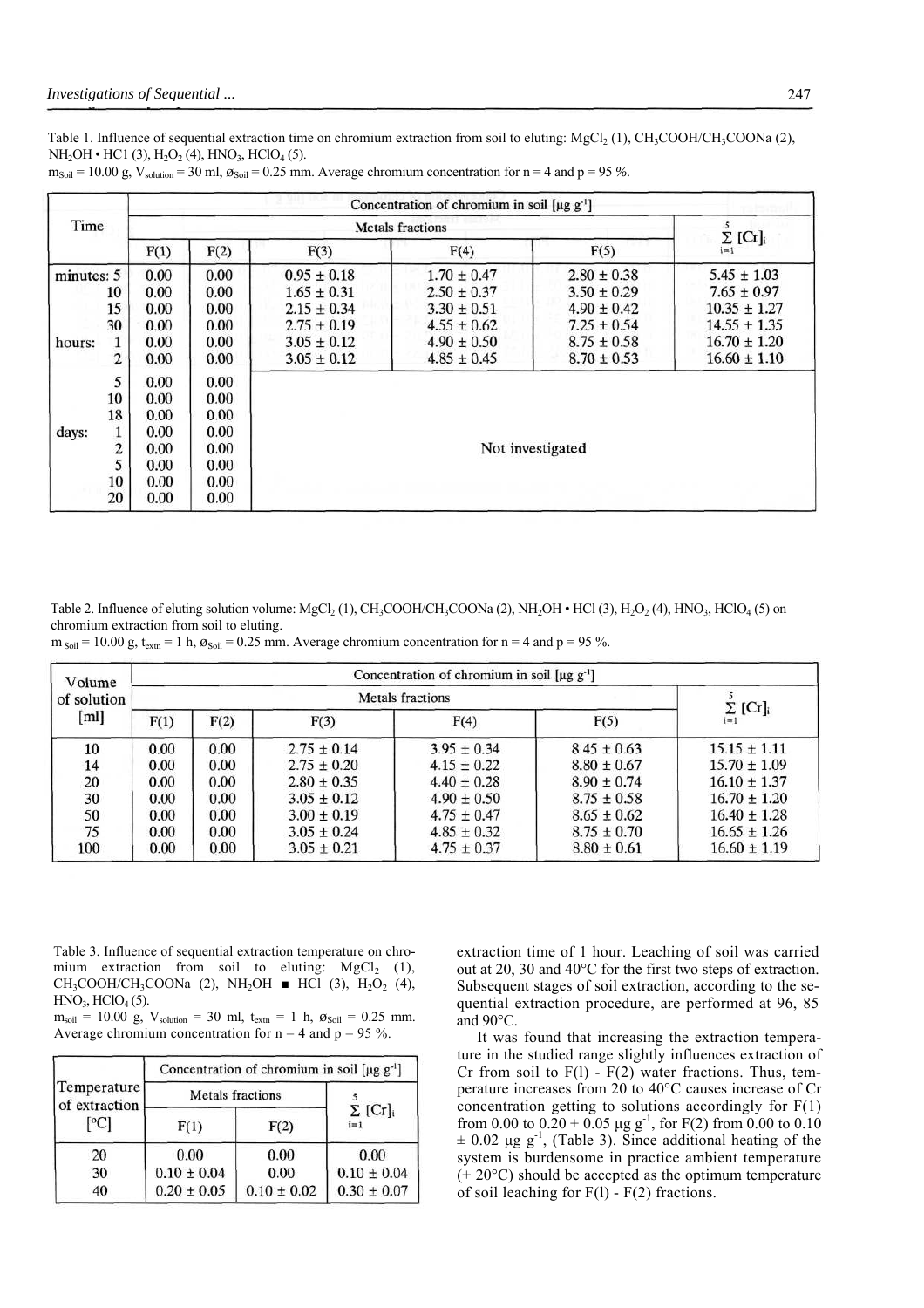Table 1. Influence of sequential extraction time on chromium extraction from soil to eluting: $MgCl_2$ (1), $CH_3COOH/CH_3COONa$ (2), $NH_2OH \cdot HCl$ (3), $H_2O_2$ (4), $HNO_3$, $HClO_4$ (5).
$m_{Soil}$ = 10.00 g, $V_{solution}$ = 30 ml, $ø_{Soil}$ = 0.25 mm. Average chromium concentration for n = 4 and p = 95 %.

| Time | | Concentration of chromium in soil [μg g$^{-1}$] | | | | | |
|---|---|---|---|---|---|---|---|
| | | Metals fractions | | | | | $\sum_{i=1}^{5} [Cr]_i$ |
| | | F(1) | F(2) | F(3) | F(4) | F(5) | |
| minutes: | 5 | 0.00 | 0.00 | 0.95 ± 0.18 | 1.70 ± 0.47 | 2.80 ± 0.38 | 5.45 ± 1.03 |
| | 10 | 0.00 | 0.00 | 1.65 ± 0.31 | 2.50 ± 0.37 | 3.50 ± 0.29 | 7.65 ± 0.97 |
| | 15 | 0.00 | 0.00 | 2.15 ± 0.34 | 3.30 ± 0.51 | 4.90 ± 0.42 | 10.35 ± 1.27 |
| | 30 | 0.00 | 0.00 | 2.75 ± 0.19 | 4.55 ± 0.62 | 7.25 ± 0.54 | 14.55 ± 1.35 |
| hours: | 1 | 0.00 | 0.00 | 3.05 ± 0.12 | 4.90 ± 0.50 | 8.75 ± 0.58 | 16.70 ± 1.20 |
| | 2 | 0.00 | 0.00 | 3.05 ± 0.12 | 4.85 ± 0.45 | 8.70 ± 0.53 | 16.60 ± 1.10 |
| | 5 | 0.00 | 0.00 | Not investigated | | | |
| | 10 | 0.00 | 0.00 | | | | |
| | 18 | 0.00 | 0.00 | | | | |
| days: | 1 | 0.00 | 0.00 | | | | |
| | 2 | 0.00 | 0.00 | | | | |
| | 5 | 0.00 | 0.00 | | | | |
| | 10 | 0.00 | 0.00 | | | | |
| | 20 | 0.00 | 0.00 | | | | |

Table 2. Influence of eluting solution volume: $MgCl_2$ (1), $CH_3COOH/CH_3COONa$ (2), $NH_2OH \cdot HCl$ (3), $H_2O_2$ (4), $HNO_3$, $HClO_4$ (5) on chromium extraction from soil to eluting.
$m_{Soil}$ = 10.00 g, $t_{extn}$ = 1 h, $ø_{Soil}$ = 0.25 mm. Average chromium concentration for n = 4 and p = 95 %.

| Volume of solution [ml] | Concentration of chromium in soil [μg g$^{-1}$] | | | | | |
|---|---|---|---|---|---|---|
| | Metals fractions | | | | | $\sum_{i=1}^{5} [Cr]_i$ |
| | F(1) | F(2) | F(3) | F(4) | F(5) | |
| 10 | 0.00 | 0.00 | 2.75 ± 0.14 | 3.95 ± 0.34 | 8.45 ± 0.63 | 15.15 ± 1.11 |
| 14 | 0.00 | 0.00 | 2.75 ± 0.20 | 4.15 ± 0.22 | 8.80 ± 0.67 | 15.70 ± 1.09 |
| 20 | 0.00 | 0.00 | 2.80 ± 0.35 | 4.40 ± 0.28 | 8.90 ± 0.74 | 16.10 ± 1.37 |
| 30 | 0.00 | 0.00 | 3.05 ± 0.12 | 4.90 ± 0.50 | 8.75 ± 0.58 | 16.70 ± 1.20 |
| 50 | 0.00 | 0.00 | 3.00 ± 0.19 | 4.75 ± 0.47 | 8.65 ± 0.62 | 16.40 ± 1.28 |
| 75 | 0.00 | 0.00 | 3.05 ± 0.24 | 4.85 ± 0.32 | 8.75 ± 0.70 | 16.65 ± 1.26 |
| 100 | 0.00 | 0.00 | 3.05 ± 0.21 | 4.75 ± 0.37 | 8.80 ± 0.61 | 16.60 ± 1.19 |

Table 3. Influence of sequential extraction temperature on chromium extraction from soil to eluting: $MgCl_2$ (1), $CH_3COOH/CH_3COONa$ (2), $NH_2OH$ ■ HCl (3), $H_2O_2$ (4), $HNO_3$, $HClO_4$ (5).
$m_{soil}$ = 10.00 g, $V_{solution}$ = 30 ml, $t_{extn}$ = 1 h, $ø_{Soil}$ = 0.25 mm. Average chromium concentration for n = 4 and p = 95 %.

| Temperature of extraction [°C] | Concentration of chromium in soil [μg g$^{-1}$] | | |
|---|---|---|---|
| | Metals fractions | | $\sum_{i=1}^{5} [Cr]_i$ |
| | F(1) | F(2) | |
| 20 | 0.00 | 0.00 | 0.00 |
| 30 | 0.10 ± 0.04 | 0.00 | 0.10 ± 0.04 |
| 40 | 0.20 ± 0.05 | 0.10 ± 0.02 | 0.30 ± 0.07 |

extraction time of 1 hour. Leaching of soil was carried out at 20, 30 and 40°C for the first two steps of extraction. Subsequent stages of soil extraction, according to the sequential extraction procedure, are performed at 96, 85 and 90°C.

It was found that increasing the extraction temperature in the studied range slightly influences extraction of Cr from soil to F(l) - F(2) water fractions. Thus, temperature increases from 20 to 40°C causes increase of Cr concentration getting to solutions accordingly for F(1) from 0.00 to 0.20 ± 0.05 μg g$^{-1}$, for F(2) from 0.00 to 0.10 ± 0.02 μg g$^{-1}$, (Table 3). Since additional heating of the system is burdensome in practice ambient temperature (+ 20°C) should be accepted as the optimum temperature of soil leaching for F(l) - F(2) fractions.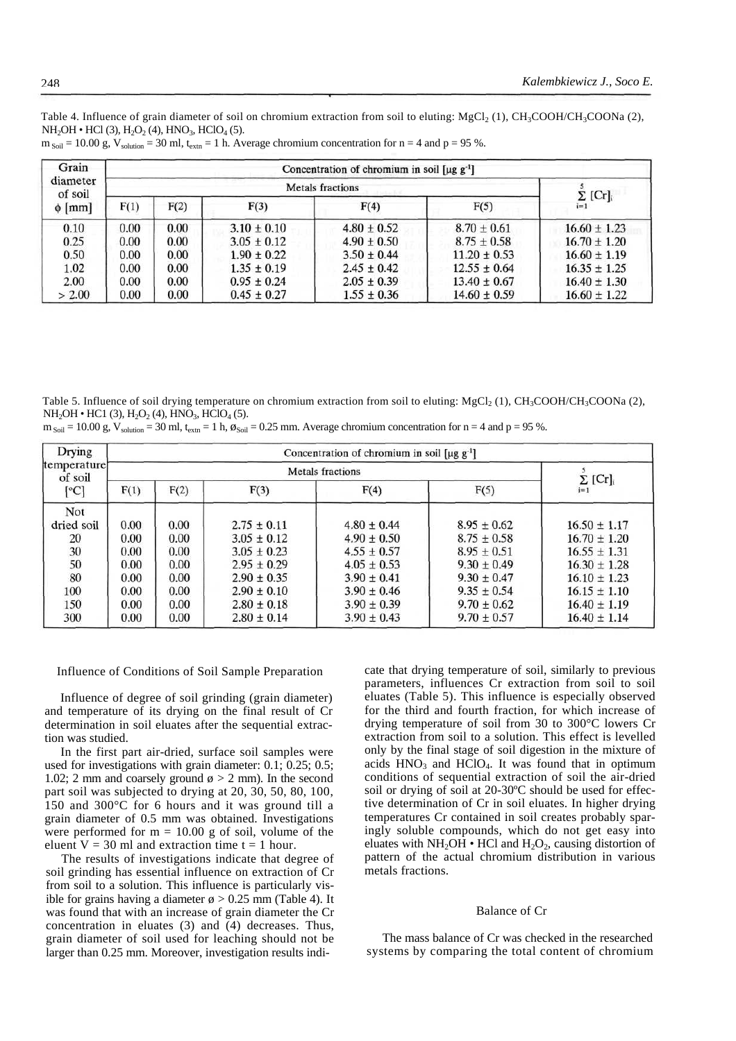Table 4. Influence of grain diameter of soil on chromium extraction from soil to eluting: $MgCl_2$ (1), $CH_3COOH/CH_3COONa$ (2), $NH_2OH \cdot HCl$ (3), $H_2O_2$ (4), $HNO_3$, $HClO_4$ (5).
$m_{Soil}$ = 10.00 g, $V_{solution}$ = 30 ml, $t_{extn}$ = 1 h. Average chromium concentration for n = 4 and p = 95 %.

| Grain diameter of soil $\phi$ [mm] | Concentration of chromium in soil [μg g$^{-1}$] | | | | | |
|---|---|---|---|---|---|---|
| | Metals fractions | | | | | $\sum_{i=1}^{5} [Cr]_i$ |
| | F(1) | F(2) | F(3) | F(4) | F(5) | |
| 0.10 | 0.00 | 0.00 | 3.10 ± 0.10 | 4.80 ± 0.52 | 8.70 ± 0.61 | 16.60 ± 1.23 |
| 0.25 | 0.00 | 0.00 | 3.05 ± 0.12 | 4.90 ± 0.50 | 8.75 ± 0.58 | 16.70 ± 1.20 |
| 0.50 | 0.00 | 0.00 | 1.90 ± 0.22 | 3.50 ± 0.44 | 11.20 ± 0.53 | 16.60 ± 1.19 |
| 1.02 | 0.00 | 0.00 | 1.35 ± 0.19 | 2.45 ± 0.42 | 12.55 ± 0.64 | 16.35 ± 1.25 |
| 2.00 | 0.00 | 0.00 | 0.95 ± 0.24 | 2.05 ± 0.39 | 13.40 ± 0.67 | 16.40 ± 1.30 |
| > 2.00 | 0.00 | 0.00 | 0.45 ± 0.27 | 1.55 ± 0.36 | 14.60 ± 0.59 | 16.60 ± 1.22 |

Table 5. Influence of soil drying temperature on chromium extraction from soil to eluting: $MgCl_2$ (1), $CH_3COOH/CH_3COONa$ (2), $NH_2OH \cdot HCl$ (3), $H_2O_2$ (4), $HNO_3$, $HClO_4$ (5).
$m_{Soil}$ = 10.00 g, $V_{solution}$ = 30 ml, $t_{extn}$ = 1 h, $ø_{Soil}$ = 0.25 mm. Average chromium concentration for n = 4 and p = 95 %.

| Drying temperature of soil [°C] | Concentration of chromium in soil [μg g$^{-1}$] | | | | | |
|---|---|---|---|---|---|---|
| | Metals fractions | | | | | $\sum_{i=1}^{5} [Cr]_i$ |
| | F(1) | F(2) | F(3) | F(4) | F(5) | |
| Not dried soil | 0.00 | 0.00 | 2.75 ± 0.11 | 4.80 ± 0.44 | 8.95 ± 0.62 | 16.50 ± 1.17 |
| 20 | 0.00 | 0.00 | 3.05 ± 0.12 | 4.90 ± 0.50 | 8.75 ± 0.58 | 16.70 ± 1.20 |
| 30 | 0.00 | 0.00 | 3.05 ± 0.23 | 4.55 ± 0.57 | 8.95 ± 0.51 | 16.55 ± 1.31 |
| 50 | 0.00 | 0.00 | 2.95 ± 0.29 | 4.05 ± 0.53 | 9.30 ± 0.49 | 16.30 ± 1.28 |
| 80 | 0.00 | 0.00 | 2.90 ± 0.35 | 3.90 ± 0.41 | 9.30 ± 0.47 | 16.10 ± 1.23 |
| 100 | 0.00 | 0.00 | 2.90 ± 0.10 | 3.90 ± 0.46 | 9.35 ± 0.54 | 16.15 ± 1.10 |
| 150 | 0.00 | 0.00 | 2.80 ± 0.18 | 3.90 ± 0.39 | 9.70 ± 0.62 | 16.40 ± 1.19 |
| 300 | 0.00 | 0.00 | 2.80 ± 0.14 | 3.90 ± 0.43 | 9.70 ± 0.57 | 16.40 ± 1.14 |

### Influence of Conditions of Soil Sample Preparation

Influence of degree of soil grinding (grain diameter) and temperature of its drying on the final result of Cr determination in soil eluates after the sequential extraction was studied.

In the first part air-dried, surface soil samples were used for investigations with grain diameter: 0.1; 0.25; 0.5; 1.02; 2 mm and coarsely ground ø > 2 mm). In the second part soil was subjected to drying at 20, 30, 50, 80, 100, 150 and 300°C for 6 hours and it was ground till a grain diameter of 0.5 mm was obtained. Investigations were performed for m = 10.00 g of soil, volume of the eluent V = 30 ml and extraction time t = 1 hour.

The results of investigations indicate that degree of soil grinding has essential influence on extraction of Cr from soil to a solution. This influence is particularly visible for grains having a diameter ø > 0.25 mm (Table 4). It was found that with an increase of grain diameter the Cr concentration in eluates (3) and (4) decreases. Thus, grain diameter of soil used for leaching should not be larger than 0.25 mm. Moreover, investigation results indicate that drying temperature of soil, similarly to previous parameters, influences Cr extraction from soil to soil eluates (Table 5). This influence is especially observed for the third and fourth fraction, for which increase of drying temperature of soil from 30 to 300°C lowers Cr extraction from soil to a solution. This effect is levelled only by the final stage of soil digestion in the mixture of acids $HNO_3$ and $HClO_4$. It was found that in optimum conditions of sequential extraction of soil the air-dried soil or drying of soil at 20-30ºC should be used for effective determination of Cr in soil eluates. In higher drying temperatures Cr contained in soil creates probably sparingly soluble compounds, which do not get easy into eluates with $NH_2OH \cdot HCl$ and $H_2O_2$, causing distortion of pattern of the actual chromium distribution in various metals fractions.

### Balance of Cr

The mass balance of Cr was checked in the researched systems by comparing the total content of chromium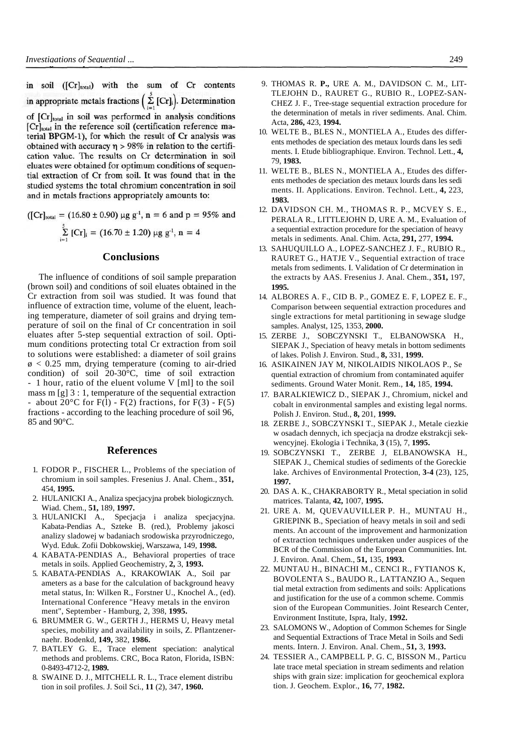in soil ($[Cr]_{total}$) with the sum of Cr contents in appropriate metals fractions $\left(\sum_{i=1}^{5}[Cr]_i\right)$. Determination of $[Cr]_{total}$ in soil was performed in analysis conditions $[Cr]_{total}$ in the reference soil (certification reference material BPGM-1), for which the result of Cr analysis was obtained with accuracy $\eta > 98\%$ in relation to the certification value. The results on Cr determination in soil eluates were obtained for optimum conditions of sequential extraction of Cr from soil. It was found that in the studied systems the total chromium concentration in soil and in metals fractions appropriately amounts to:

$$([Cr]_{total} = (16.80 \pm 0.90)\ \mu g\ g^{-1},\ n = 6 \text{ and } p = 95\% \text{ and}$$

$$\sum_{i=1}^{5}[Cr]_i = (16.70 \pm 1.20)\ \mu g\ g^{-1},\ n = 4$$

## Conclusions

The influence of conditions of soil sample preparation (brown soil) and conditions of soil eluates obtained in the Cr extraction from soil was studied. It was found that influence of extraction time, volume of the eluent, leaching temperature, diameter of soil grains and drying temperature of soil on the final of Cr concentration in soil eluates after 5-step sequential extraction of soil. Optimum conditions protecting total Cr extraction from soil to solutions were established: a diameter of soil grains $ø < 0.25$ mm, drying temperature (coming to air-dried condition) of soil 20-30°C, time of soil extraction - 1 hour, ratio of the eluent volume V [ml] to the soil mass m [g] 3 : 1, temperature of the sequential extraction - about 20°C for F(l) - F(2) fractions, for F(3) - F(5) fractions - according to the leaching procedure of soil 96, 85 and 90°C.

## References

1. FODOR P., FISCHER L., Problems of the speciation of chromium in soil samples. Fresenius J. Anal. Chem., **351,** 454, **1995.**
2. HULANICKI A., Analiza specjacyjna probek biologicznych. Wiad. Chem., **51,** 189, **1997.**
3. HULANICKI A., Specjacja i analiza specjacyjna. Kabata-Pendias A., Szteke B. (red.), Problemy jakosci analizy sladowej w badaniach srodowiska przyrodniczego, Wyd. Eduk. Zofii Dobkowskiej, Warszawa, 149, **1998.**
4. KABATA-PENDIAS A., Behavioral properties of trace metals in soils. Applied Geochemistry, **2,** 3, **1993.**
5. KABATA-PENDIAS A., KRAKOWIAK A., Soil parameters as a base for the calculation of background heavy metal status, In: Wilken R., Forstner U., Knochel A., (ed). International Conference "Heavy metals in the environment", September - Hamburg, 2, 398, **1995.**
6. BRUMMER G. W., GERTH J., HERMS U, Heavy metal species, mobility and availability in soils, Z. Pflantzenernaehr. Bodenkd, **149,** 382, **1986.**
7. BATLEY G. E., Trace element speciation: analytical methods and problems. CRC, Boca Raton, Florida, ISBN: 0-8493-4712-2, **1989.**
8. SWAINE D. J., MITCHELL R. L., Trace element distribution in soil profiles. J. Soil Sci., **11** (2), 347, **1960.**
9. THOMAS R. **P.,** URE A. M., DAVIDSON C. M., LITTLEJOHN D., RAURET G., RUBIO R., LOPEZ-SANCHEZ J. F., Tree-stage sequential extraction procedure for the determination of metals in river sediments. Anal. Chim. Acta, **286,** 423, **1994.**
10. WELTE B., BLES N., MONTIELA A., Etudes des differents methodes de speciation des metaux lourds dans les sediments. I. Etude bibliographique. Environ. Technol. Lett., **4,** 79, **1983.**
11. WELTE B., BLES N., MONTIELA A., Etudes des differents methodes de speciation des metaux lourds dans les sediments. II. Applications. Environ. Technol. Lett., **4,** 223, **1983.**
12. DAVIDSON CH. M., THOMAS R. P., MCVEY S. E., PERALA R., LITTLEJOHN D, URE A. M., Evaluation of a sequential extraction procedure for the speciation of heavy metals in sediments. Anal. Chim. Acta, **291,** 277, **1994.**
13. SAHUQUILLO A., LOPEZ-SANCHEZ J. F., RUBIO R., RAURET G., HATJE V., Sequential extraction of trace metals from sediments. I. Validation of Cr determination in the extracts by AAS. Fresenius J. Anal. Chem., **351,** 197, **1995.**
14. ALBORES A. F., CID B. P., GOMEZ E. F, LOPEZ E. F., Comparison between sequential extraction procedures and single extractions for metal partitioning in sewage sludge samples. Analyst, 125, 1353, **2000.**
15. ZERBE J., SOBCZYNSKI T., ELBANOWSKA H., SIEPAK J., Speciation of heavy metals in bottom sediments of lakes. Polish J. Environ. Stud., **8,** 331, **1999.**
16. ASIKAINEN JAY M, NIKOLAIDIS NIKOLAOS P., Sequential extraction of chromium from contaminated aquifer sediments. Ground Water Monit. Rem., **14,** 185, **1994.**
17. BARALKIEWICZ D., SIEPAK J., Chromium, nickel and cobalt in environmental samples and existing legal norms. Polish J. Environ. Stud., **8,** 201, **1999.**
18. ZERBE J., SOBCZYNSKI T., SIEPAK J., Metale ciezkie w osadach dennych, ich specjacja na drodze ekstrakcji sekwencyjnej. Ekologia i Technika, **3** (15), 7, **1995.**
19. SOBCZYNSKI T., ZERBE J, ELBANOWSKA H., SIEPAK J., Chemical studies of sediments of the Goreckie lake. Archives of Environmental Protection, **3-4** (23), 125, **1997.**
20. DAS A. K., CHAKRABORTY R., Metal speciation in solid matrices. Talanta, **42,** 1007, **1995.**
21. URE A. M, QUEVAUVILLER P. H., MUNTAU H., GRIEPINK B., Speciation of heavy metals in soil and sediments. An account of the improvement and harmonization of extraction techniques undertaken under auspices of the BCR of the Commission of the European Communities. Int. J. Environ. Anal. Chem., **51,** 135, **1993.**
22. MUNTAU H., BINACHI M., CENCI R., FYTIANOS K, BOVOLENTA S., BAUDO R., LATTANZIO A., Sequential metal extraction from sediments and soils: Applications and justification for the use of a common scheme. Commission of the European Communities. Joint Research Center, Environment Institute, Ispra, Italy, **1992.**
23. SALOMONS W., Adoption of Common Schemes for Single and Sequential Extractions of Trace Metal in Soils and Sediments. Intern. J. Environ. Anal. Chem., **51,** 3, **1993.**
24. TESSIER A., CAMPBELL P. G. C, BISSON M., Particulate trace metal speciation in stream sediments and relationships with grain size: implication for geochemical exploration. J. Geochem. Explor., **16,** 77, **1982.**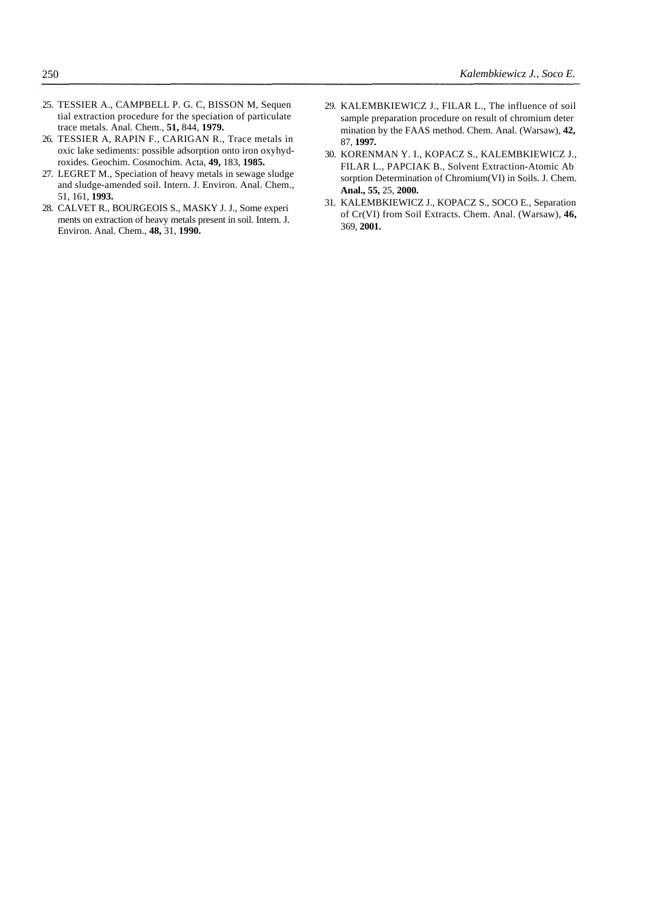25. TESSIER A., CAMPBELL P. G. C, BISSON M, Sequential extraction procedure for the speciation of particulate trace metals. Anal. Chem., **51,** 844, **1979.**
26. TESSIER A, RAPIN F., CARIGAN R., Trace metals in oxic lake sediments: possible adsorption onto iron oxyhydroxides. Geochim. Cosmochim. Acta, **49,** 183, **1985.**
27. LEGRET M., Speciation of heavy metals in sewage sludge and sludge-amended soil. Intern. J. Environ. Anal. Chem., 51, 161, **1993.**
28. CALVET R., BOURGEOIS S., MASKY J. J., Some experiments on extraction of heavy metals present in soil. Intern. J. Environ. Anal. Chem., **48,** 31, **1990.**
29. KALEMBKIEWICZ J., FILAR L., The influence of soil sample preparation procedure on result of chromium determination by the FAAS method. Chem. Anal. (Warsaw), **42,** 87, **1997.**
30. KORENMAN Y. I., KOPACZ S., KALEMBKIEWICZ J., FILAR L., PAPCIAK B., Solvent Extraction-Atomic Absorption Determination of Chromium(VI) in Soils. J. Chem. **Anal., 55,** 25, **2000.**
31. KALEMBKIEWICZ J., KOPACZ S., SOCO E., Separation of Cr(VI) from Soil Extracts. Chem. Anal. (Warsaw), **46,** 369, **2001.**